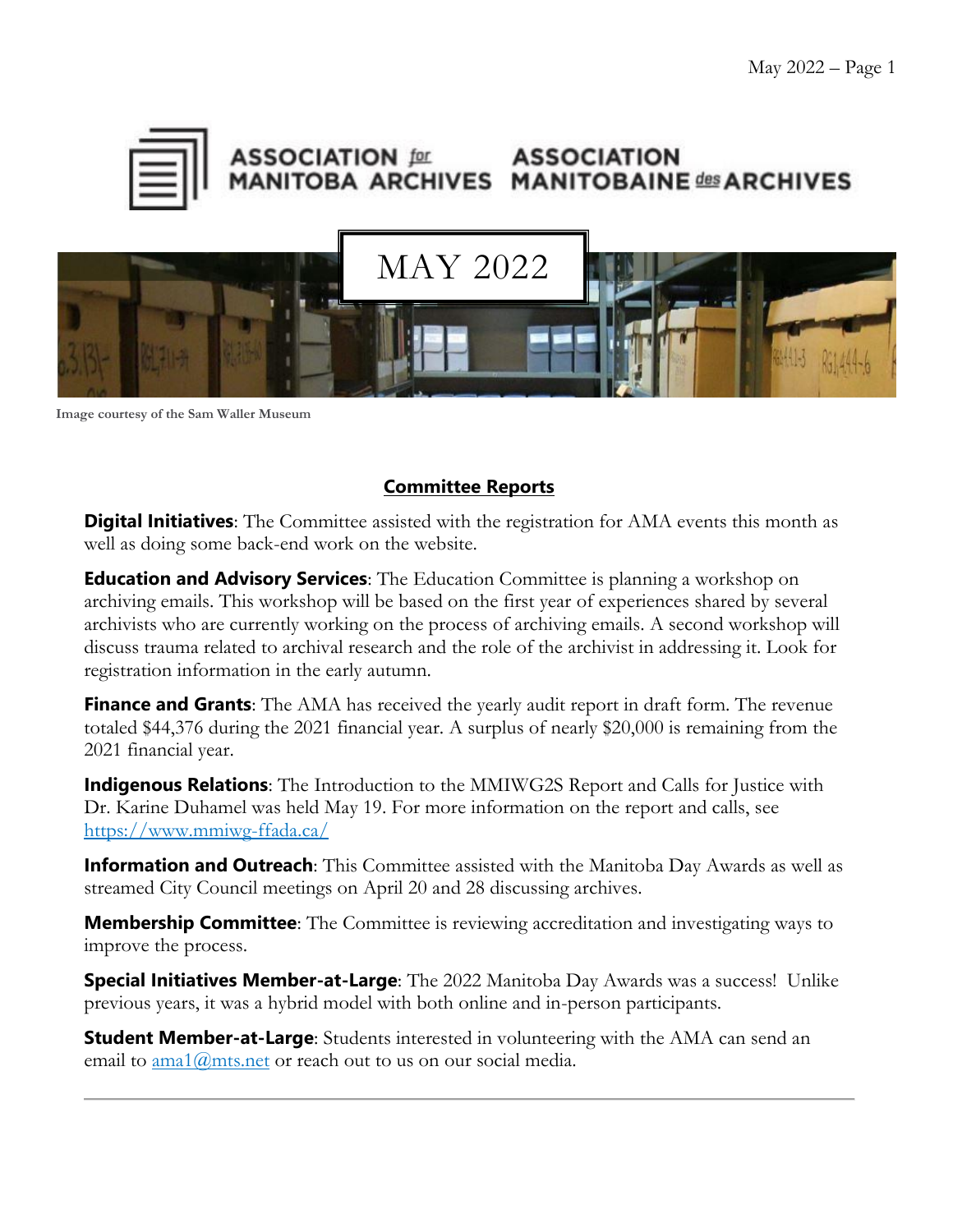ASSOCIATION for MANITOBA ARCHIVES ASSOCIATION MANITOBAINE des ARCHIVES

# MAY 2022

Image courtesy of the Sam Waller Museum

## Committee Reports

**Digital Initiatives**: The Committee assisted with the registration for AMA events this month as well as doing some back-end work on the website.

**Education and Advisory Services**: The Education Committee is planning a workshop on archiving emails. This workshop will be based on the first year of experiences shared by several archivists who are currently working on the process of archiving emails. A second workshop will discuss trauma related to archival research and the role of the archivist in addressing it. Look for registration information in the early autumn.

**Finance and Grants**: The AMA has received the yearly audit report in draft form. The revenue totaled $44,376 during the 2021 financial year. A surplus of nearly $20,000 is remaining from the 2021 financial year.

**Indigenous Relations**: The Introduction to the MMIWG2S Report and Calls for Justice with Dr. Karine Duhamel was held May 19. For more information on the report and calls, see https://www.mmiwg-ffada.ca/

**Information and Outreach**: This Committee assisted with the Manitoba Day Awards as well as streamed City Council meetings on April 20 and 28 discussing archives.

**Membership Committee**: The Committee is reviewing accreditation and investigating ways to improve the process.

**Special Initiatives Member-at-Large**: The 2022 Manitoba Day Awards was a success! Unlike previous years, it was a hybrid model with both online and in-person participants.

**Student Member-at-Large**: Students interested in volunteering with the AMA can send an email to ama1@mts.net or reach out to us on our social media.

---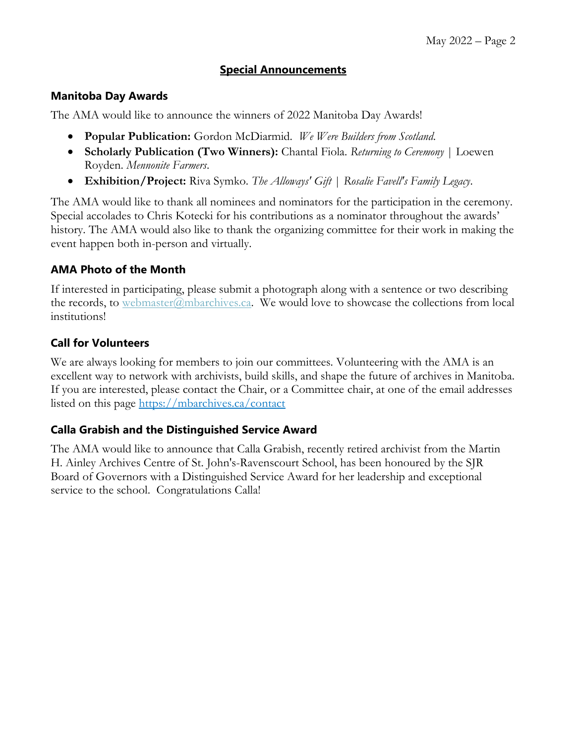## Special Announcements

### Manitoba Day Awards

The AMA would like to announce the winners of 2022 Manitoba Day Awards!

- **Popular Publication:** Gordon McDiarmid. *We Were Builders from Scotland.*
- **Scholarly Publication (Two Winners):** Chantal Fiola. *Returning to Ceremony* | Loewen Royden. *Mennonite Farmers.*
- **Exhibition/Project:** Riva Symko. *The Alloways' Gift | Rosalie Favell's Family Legacy.*

The AMA would like to thank all nominees and nominators for the participation in the ceremony. Special accolades to Chris Kotecki for his contributions as a nominator throughout the awards' history. The AMA would also like to thank the organizing committee for their work in making the event happen both in-person and virtually.

### AMA Photo of the Month

If interested in participating, please submit a photograph along with a sentence or two describing the records, to webmaster@mbarchives.ca. We would love to showcase the collections from local institutions!

### Call for Volunteers

We are always looking for members to join our committees. Volunteering with the AMA is an excellent way to network with archivists, build skills, and shape the future of archives in Manitoba. If you are interested, please contact the Chair, or a Committee chair, at one of the email addresses listed on this page https://mbarchives.ca/contact

### Calla Grabish and the Distinguished Service Award

The AMA would like to announce that Calla Grabish, recently retired archivist from the Martin H. Ainley Archives Centre of St. John's-Ravenscourt School, has been honoured by the SJR Board of Governors with a Distinguished Service Award for her leadership and exceptional service to the school. Congratulations Calla!